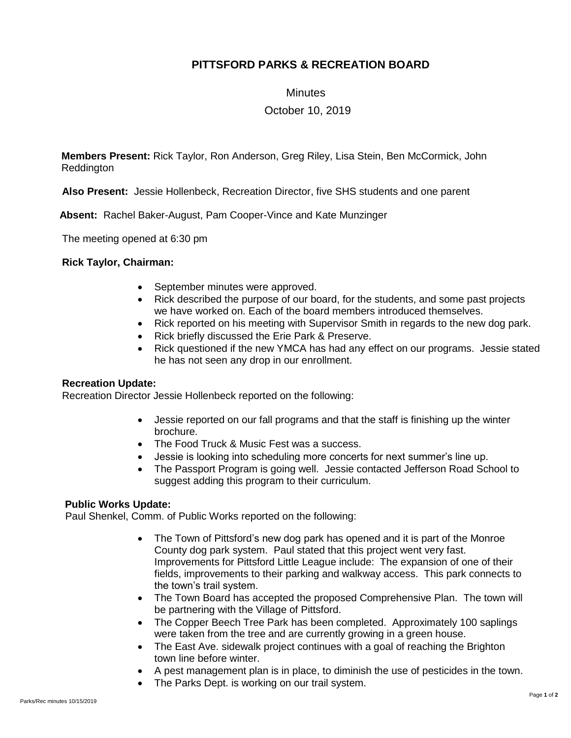# PITTSFORD PARKS & RECREATION BOARD

Minutes

October 10, 2019

**Members Present:** Rick Taylor, Ron Anderson, Greg Riley, Lisa Stein, Ben McCormick, John Reddington

**Also Present:** Jessie Hollenbeck, Recreation Director, five SHS students and one parent

**Absent:** Rachel Baker-August, Pam Cooper-Vince and Kate Munzinger

The meeting opened at 6:30 pm

**Rick Taylor, Chairman:**

- September minutes were approved.
- Rick described the purpose of our board, for the students, and some past projects we have worked on. Each of the board members introduced themselves.
- Rick reported on his meeting with Supervisor Smith in regards to the new dog park.
- Rick briefly discussed the Erie Park & Preserve.
- Rick questioned if the new YMCA has had any effect on our programs. Jessie stated he has not seen any drop in our enrollment.

**Recreation Update:**
Recreation Director Jessie Hollenbeck reported on the following:

- Jessie reported on our fall programs and that the staff is finishing up the winter brochure.
- The Food Truck & Music Fest was a success.
- Jessie is looking into scheduling more concerts for next summer's line up.
- The Passport Program is going well. Jessie contacted Jefferson Road School to suggest adding this program to their curriculum.

**Public Works Update:**
Paul Shenkel, Comm. of Public Works reported on the following:

- The Town of Pittsford's new dog park has opened and it is part of the Monroe County dog park system. Paul stated that this project went very fast. Improvements for Pittsford Little League include: The expansion of one of their fields, improvements to their parking and walkway access. This park connects to the town's trail system.
- The Town Board has accepted the proposed Comprehensive Plan. The town will be partnering with the Village of Pittsford.
- The Copper Beech Tree Park has been completed. Approximately 100 saplings were taken from the tree and are currently growing in a green house.
- The East Ave. sidewalk project continues with a goal of reaching the Brighton town line before winter.
- A pest management plan is in place, to diminish the use of pesticides in the town.
- The Parks Dept. is working on our trail system.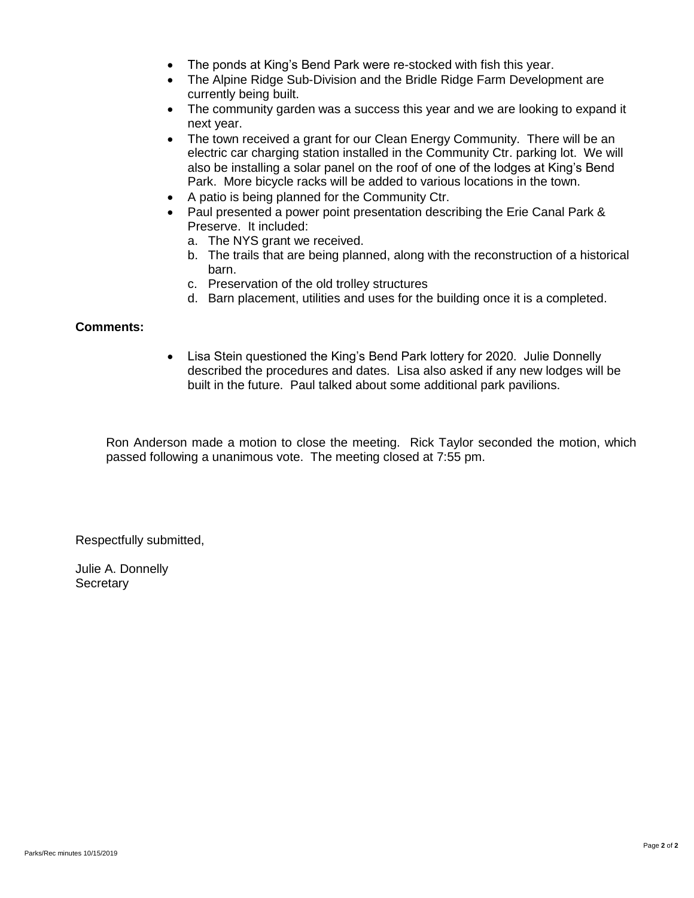- The ponds at King's Bend Park were re-stocked with fish this year.
- The Alpine Ridge Sub-Division and the Bridle Ridge Farm Development are currently being built.
- The community garden was a success this year and we are looking to expand it next year.
- The town received a grant for our Clean Energy Community. There will be an electric car charging station installed in the Community Ctr. parking lot. We will also be installing a solar panel on the roof of one of the lodges at King's Bend Park. More bicycle racks will be added to various locations in the town.
- A patio is being planned for the Community Ctr.
- Paul presented a power point presentation describing the Erie Canal Park & Preserve. It included:
  a. The NYS grant we received.
  b. The trails that are being planned, along with the reconstruction of a historical barn.
  c. Preservation of the old trolley structures
  d. Barn placement, utilities and uses for the building once it is a completed.

**Comments:**

- Lisa Stein questioned the King's Bend Park lottery for 2020. Julie Donnelly described the procedures and dates. Lisa also asked if any new lodges will be built in the future. Paul talked about some additional park pavilions.

Ron Anderson made a motion to close the meeting. Rick Taylor seconded the motion, which passed following a unanimous vote. The meeting closed at 7:55 pm.

Respectfully submitted,

Julie A. Donnelly
Secretary